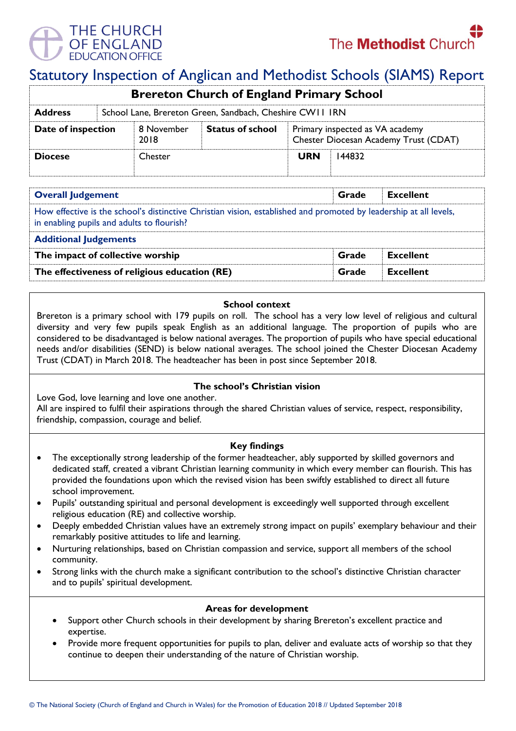THE CHURCH OF ENGLAND EDUCATION OFFICE

The **Methodist** Church

# Statutory Inspection of Anglican and Methodist Schools (SIAMS) Report

## Brereton Church of England Primary School

| **Address** | School Lane, Brereton Green, Sandbach, Cheshire CW11 1RN | | |
|---|---|---|---|
| **Date of inspection** | 8 November 2018 | **Status of school** | Primary inspected as VA academy Chester Diocesan Academy Trust (CDAT) |
| **Diocese** | Chester | **URN** | 144832 |

| **Overall Judgement** | **Grade** | **Excellent** |
|---|---|---|
| How effective is the school's distinctive Christian vision, established and promoted by leadership at all levels, in enabling pupils and adults to flourish? | | |
| **Additional Judgements** | | |
| **The impact of collective worship** | **Grade** | **Excellent** |
| **The effectiveness of religious education (RE)** | **Grade** | **Excellent** |

### School context

Brereton is a primary school with 179 pupils on roll. The school has a very low level of religious and cultural diversity and very few pupils speak English as an additional language. The proportion of pupils who are considered to be disadvantaged is below national averages. The proportion of pupils who have special educational needs and/or disabilities (SEND) is below national averages. The school joined the Chester Diocesan Academy Trust (CDAT) in March 2018. The headteacher has been in post since September 2018.

### The school's Christian vision

Love God, love learning and love one another.
All are inspired to fulfil their aspirations through the shared Christian values of service, respect, responsibility, friendship, compassion, courage and belief.

### Key findings

- The exceptionally strong leadership of the former headteacher, ably supported by skilled governors and dedicated staff, created a vibrant Christian learning community in which every member can flourish. This has provided the foundations upon which the revised vision has been swiftly established to direct all future school improvement.
- Pupils' outstanding spiritual and personal development is exceedingly well supported through excellent religious education (RE) and collective worship.
- Deeply embedded Christian values have an extremely strong impact on pupils' exemplary behaviour and their remarkably positive attitudes to life and learning.
- Nurturing relationships, based on Christian compassion and service, support all members of the school community.
- Strong links with the church make a significant contribution to the school's distinctive Christian character and to pupils' spiritual development.

### Areas for development

- Support other Church schools in their development by sharing Brereton's excellent practice and expertise.
- Provide more frequent opportunities for pupils to plan, deliver and evaluate acts of worship so that they continue to deepen their understanding of the nature of Christian worship.

© The National Society (Church of England and Church in Wales) for the Promotion of Education 2018 // Updated September 2018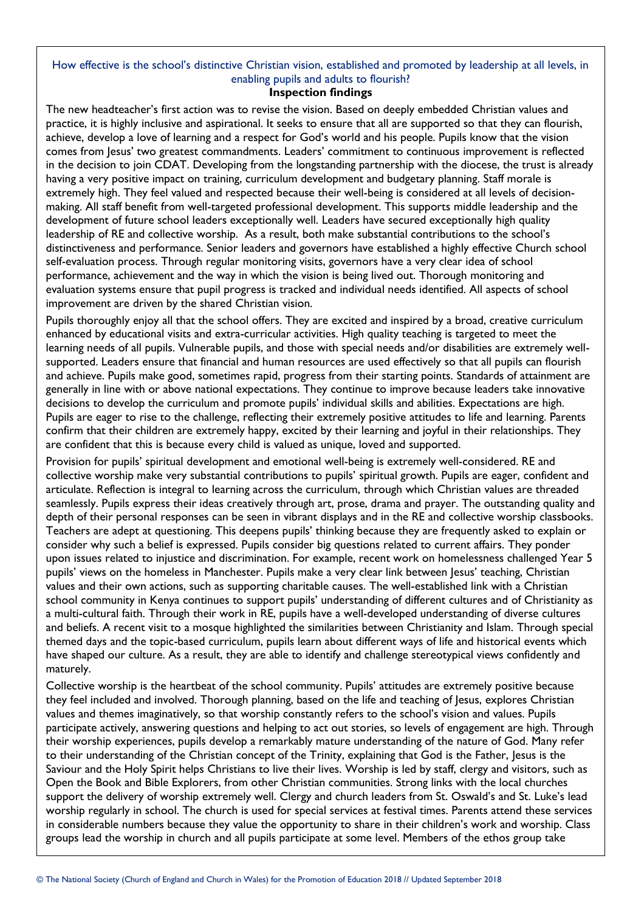How effective is the school's distinctive Christian vision, established and promoted by leadership at all levels, in enabling pupils and adults to flourish?

**Inspection findings**

The new headteacher's first action was to revise the vision. Based on deeply embedded Christian values and practice, it is highly inclusive and aspirational. It seeks to ensure that all are supported so that they can flourish, achieve, develop a love of learning and a respect for God's world and his people. Pupils know that the vision comes from Jesus' two greatest commandments. Leaders' commitment to continuous improvement is reflected in the decision to join CDAT. Developing from the longstanding partnership with the diocese, the trust is already having a very positive impact on training, curriculum development and budgetary planning. Staff morale is extremely high. They feel valued and respected because their well-being is considered at all levels of decision-making. All staff benefit from well-targeted professional development. This supports middle leadership and the development of future school leaders exceptionally well. Leaders have secured exceptionally high quality leadership of RE and collective worship. As a result, both make substantial contributions to the school's distinctiveness and performance. Senior leaders and governors have established a highly effective Church school self-evaluation process. Through regular monitoring visits, governors have a very clear idea of school performance, achievement and the way in which the vision is being lived out. Thorough monitoring and evaluation systems ensure that pupil progress is tracked and individual needs identified. All aspects of school improvement are driven by the shared Christian vision.

Pupils thoroughly enjoy all that the school offers. They are excited and inspired by a broad, creative curriculum enhanced by educational visits and extra-curricular activities. High quality teaching is targeted to meet the learning needs of all pupils. Vulnerable pupils, and those with special needs and/or disabilities are extremely well-supported. Leaders ensure that financial and human resources are used effectively so that all pupils can flourish and achieve. Pupils make good, sometimes rapid, progress from their starting points. Standards of attainment are generally in line with or above national expectations. They continue to improve because leaders take innovative decisions to develop the curriculum and promote pupils' individual skills and abilities. Expectations are high. Pupils are eager to rise to the challenge, reflecting their extremely positive attitudes to life and learning. Parents confirm that their children are extremely happy, excited by their learning and joyful in their relationships. They are confident that this is because every child is valued as unique, loved and supported.

Provision for pupils' spiritual development and emotional well-being is extremely well-considered. RE and collective worship make very substantial contributions to pupils' spiritual growth. Pupils are eager, confident and articulate. Reflection is integral to learning across the curriculum, through which Christian values are threaded seamlessly. Pupils express their ideas creatively through art, prose, drama and prayer. The outstanding quality and depth of their personal responses can be seen in vibrant displays and in the RE and collective worship classbooks. Teachers are adept at questioning. This deepens pupils' thinking because they are frequently asked to explain or consider why such a belief is expressed. Pupils consider big questions related to current affairs. They ponder upon issues related to injustice and discrimination. For example, recent work on homelessness challenged Year 5 pupils' views on the homeless in Manchester. Pupils make a very clear link between Jesus' teaching, Christian values and their own actions, such as supporting charitable causes. The well-established link with a Christian school community in Kenya continues to support pupils' understanding of different cultures and of Christianity as a multi-cultural faith. Through their work in RE, pupils have a well-developed understanding of diverse cultures and beliefs. A recent visit to a mosque highlighted the similarities between Christianity and Islam. Through special themed days and the topic-based curriculum, pupils learn about different ways of life and historical events which have shaped our culture. As a result, they are able to identify and challenge stereotypical views confidently and maturely.

Collective worship is the heartbeat of the school community. Pupils' attitudes are extremely positive because they feel included and involved. Thorough planning, based on the life and teaching of Jesus, explores Christian values and themes imaginatively, so that worship constantly refers to the school's vision and values. Pupils participate actively, answering questions and helping to act out stories, so levels of engagement are high. Through their worship experiences, pupils develop a remarkably mature understanding of the nature of God. Many refer to their understanding of the Christian concept of the Trinity, explaining that God is the Father, Jesus is the Saviour and the Holy Spirit helps Christians to live their lives. Worship is led by staff, clergy and visitors, such as Open the Book and Bible Explorers, from other Christian communities. Strong links with the local churches support the delivery of worship extremely well. Clergy and church leaders from St. Oswald's and St. Luke's lead worship regularly in school. The church is used for special services at festival times. Parents attend these services in considerable numbers because they value the opportunity to share in their children's work and worship. Class groups lead the worship in church and all pupils participate at some level. Members of the ethos group take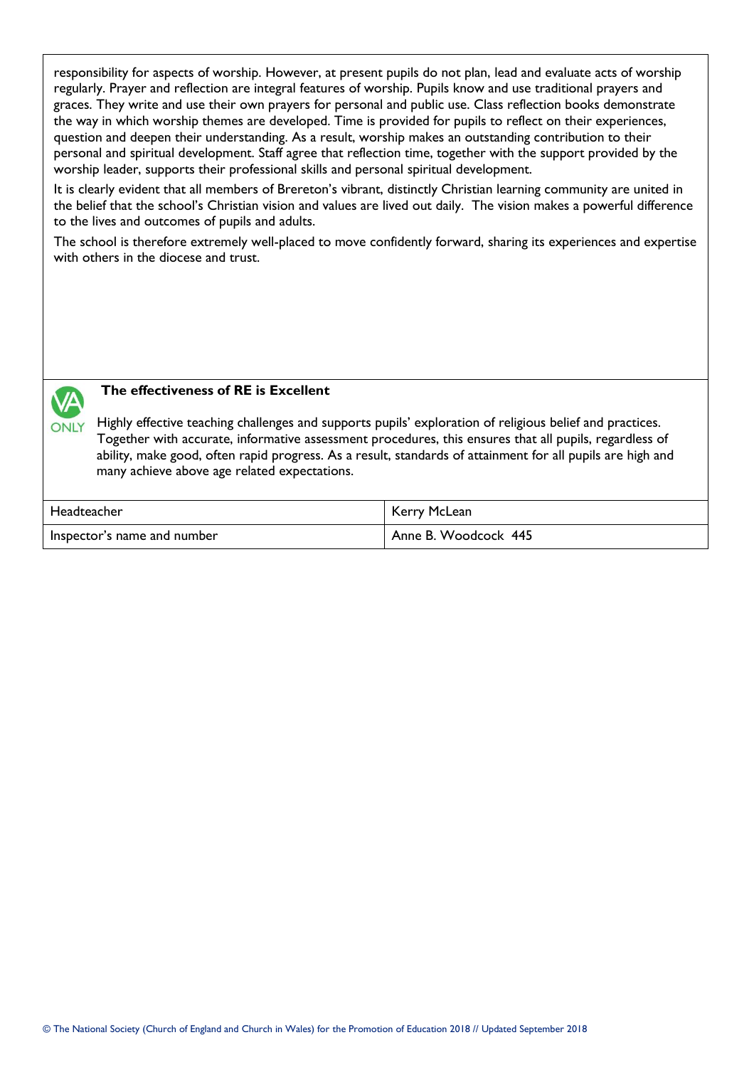responsibility for aspects of worship. However, at present pupils do not plan, lead and evaluate acts of worship regularly. Prayer and reflection are integral features of worship. Pupils know and use traditional prayers and graces. They write and use their own prayers for personal and public use. Class reflection books demonstrate the way in which worship themes are developed. Time is provided for pupils to reflect on their experiences, question and deepen their understanding. As a result, worship makes an outstanding contribution to their personal and spiritual development. Staff agree that reflection time, together with the support provided by the worship leader, supports their professional skills and personal spiritual development.

It is clearly evident that all members of Brereton's vibrant, distinctly Christian learning community are united in the belief that the school's Christian vision and values are lived out daily. The vision makes a powerful difference to the lives and outcomes of pupils and adults.

The school is therefore extremely well-placed to move confidently forward, sharing its experiences and expertise with others in the diocese and trust.

VA ONLY

**The effectiveness of RE is Excellent**

Highly effective teaching challenges and supports pupils' exploration of religious belief and practices. Together with accurate, informative assessment procedures, this ensures that all pupils, regardless of ability, make good, often rapid progress. As a result, standards of attainment for all pupils are high and many achieve above age related expectations.

| | |
|---|---|
| Headteacher | Kerry McLean |
| Inspector's name and number | Anne B. Woodcock 445 |

© The National Society (Church of England and Church in Wales) for the Promotion of Education 2018 // Updated September 2018